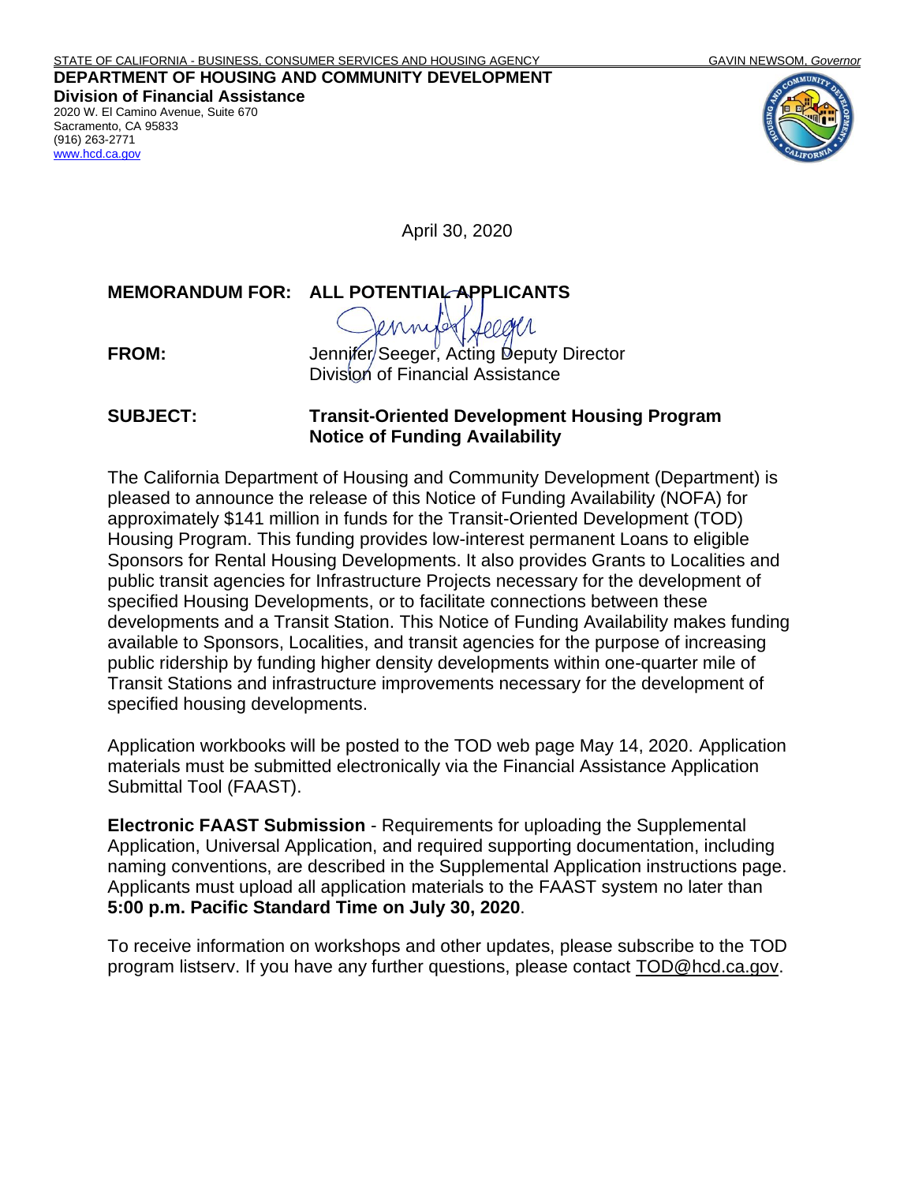STATE OF CALIFORNIA - BUSINESS, CONSUMER SERVICES AND HOUSING AGENCY GAVIN NEWSOM, *Governor*

**DEPARTMENT OF HOUSING AND COMMUNITY DEVELOPMENT**
**Division of Financial Assistance**
2020 W. El Camino Avenue, Suite 670
Sacramento, CA 95833
(916) 263-2771
www.hcd.ca.gov

April 30, 2020

**MEMORANDUM FOR: ALL POTENTIAL APPLICANTS**

**FROM:** Jennifer Seeger, Acting Deputy Director
Division of Financial Assistance

**SUBJECT: Transit-Oriented Development Housing Program Notice of Funding Availability**

The California Department of Housing and Community Development (Department) is pleased to announce the release of this Notice of Funding Availability (NOFA) for approximately $141 million in funds for the Transit-Oriented Development (TOD) Housing Program. This funding provides low-interest permanent Loans to eligible Sponsors for Rental Housing Developments. It also provides Grants to Localities and public transit agencies for Infrastructure Projects necessary for the development of specified Housing Developments, or to facilitate connections between these developments and a Transit Station. This Notice of Funding Availability makes funding available to Sponsors, Localities, and transit agencies for the purpose of increasing public ridership by funding higher density developments within one-quarter mile of Transit Stations and infrastructure improvements necessary for the development of specified housing developments.

Application workbooks will be posted to the TOD web page May 14, 2020. Application materials must be submitted electronically via the Financial Assistance Application Submittal Tool (FAAST).

**Electronic FAAST Submission** - Requirements for uploading the Supplemental Application, Universal Application, and required supporting documentation, including naming conventions, are described in the Supplemental Application instructions page. Applicants must upload all application materials to the FAAST system no later than **5:00 p.m. Pacific Standard Time on July 30, 2020**.

To receive information on workshops and other updates, please subscribe to the TOD program listserv. If you have any further questions, please contact TOD@hcd.ca.gov.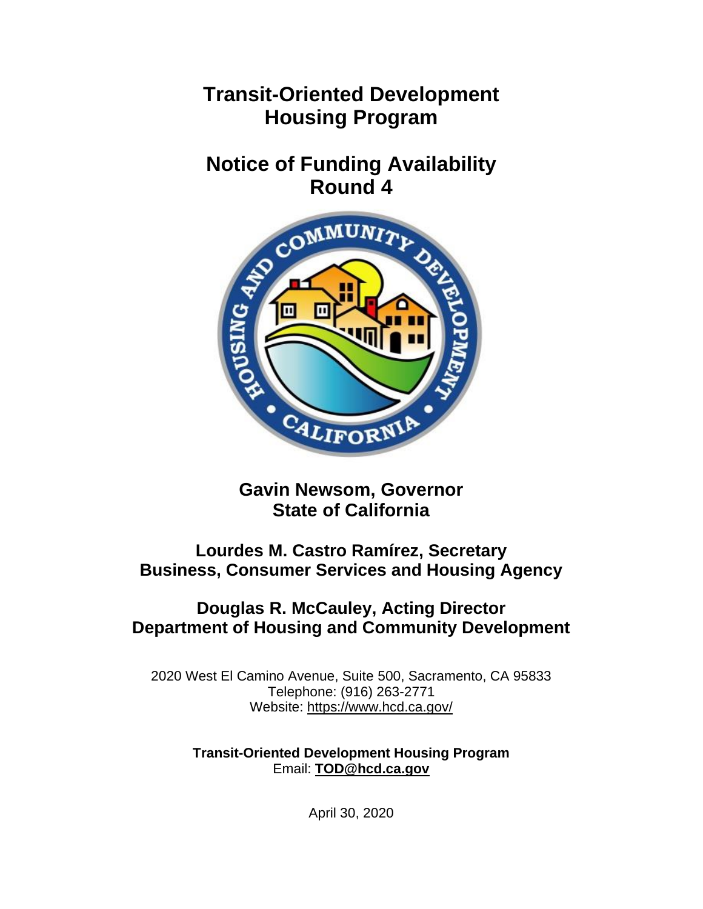# Transit-Oriented Development Housing Program

# Notice of Funding Availability Round 4

**Gavin Newsom, Governor**
**State of California**

**Lourdes M. Castro Ramírez, Secretary**
**Business, Consumer Services and Housing Agency**

**Douglas R. McCauley, Acting Director**
**Department of Housing and Community Development**

2020 West El Camino Avenue, Suite 500, Sacramento, CA 95833
Telephone: (916) 263-2771
Website: https://www.hcd.ca.gov/

**Transit-Oriented Development Housing Program**
Email: **TOD@hcd.ca.gov**

April 30, 2020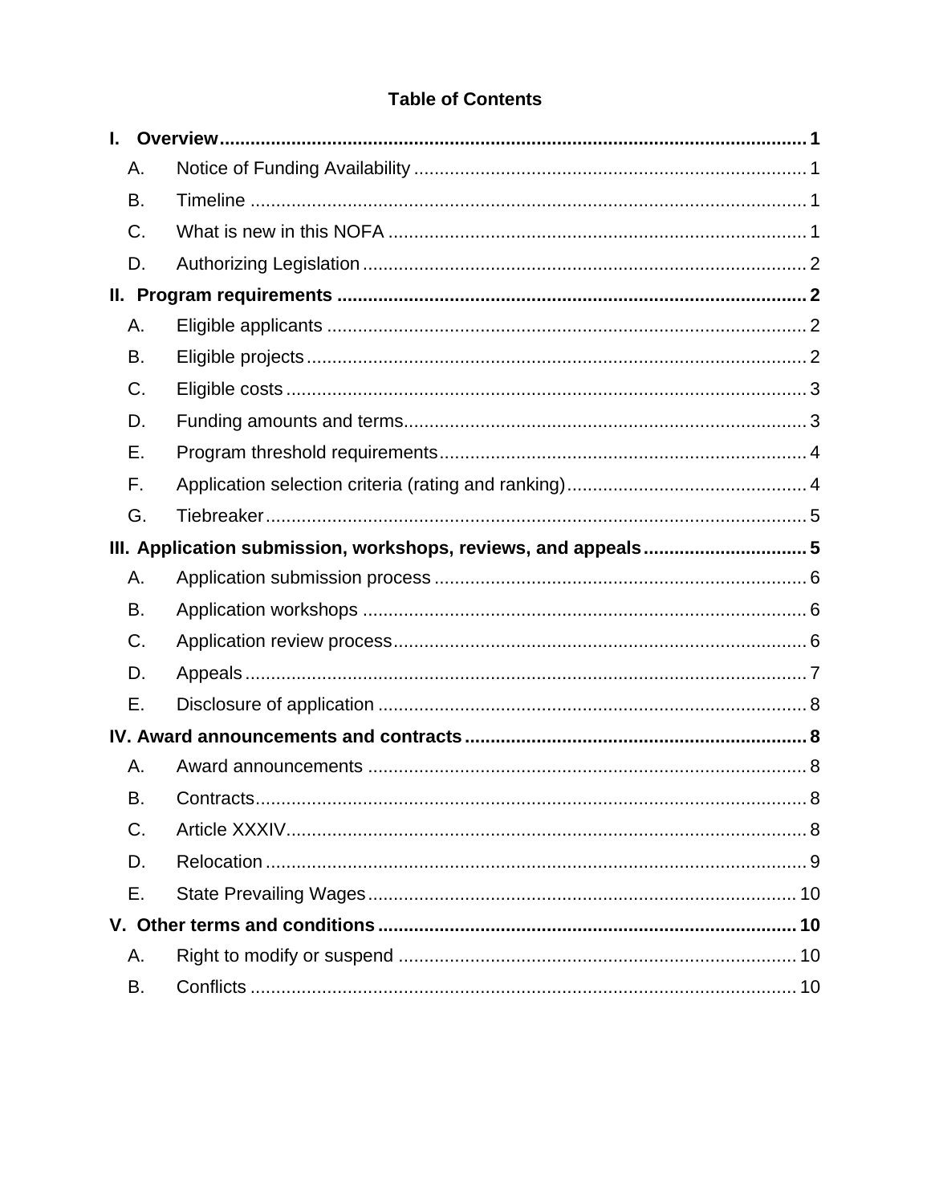# Table of Contents

**I. Overview** .......... **1**

- A. Notice of Funding Availability .......... 1
- B. Timeline .......... 1
- C. What is new in this NOFA .......... 1
- D. Authorizing Legislation .......... 2

**II. Program requirements** .......... **2**

- A. Eligible applicants .......... 2
- B. Eligible projects .......... 2
- C. Eligible costs .......... 3
- D. Funding amounts and terms .......... 3
- E. Program threshold requirements .......... 4
- F. Application selection criteria (rating and ranking) .......... 4
- G. Tiebreaker .......... 5

**III. Application submission, workshops, reviews, and appeals** .......... **5**

- A. Application submission process .......... 6
- B. Application workshops .......... 6
- C. Application review process .......... 6
- D. Appeals .......... 7
- E. Disclosure of application .......... 8

**IV. Award announcements and contracts** .......... **8**

- A. Award announcements .......... 8
- B. Contracts .......... 8
- C. Article XXXIV .......... 8
- D. Relocation .......... 9
- E. State Prevailing Wages .......... 10

**V. Other terms and conditions** .......... **10**

- A. Right to modify or suspend .......... 10
- B. Conflicts .......... 10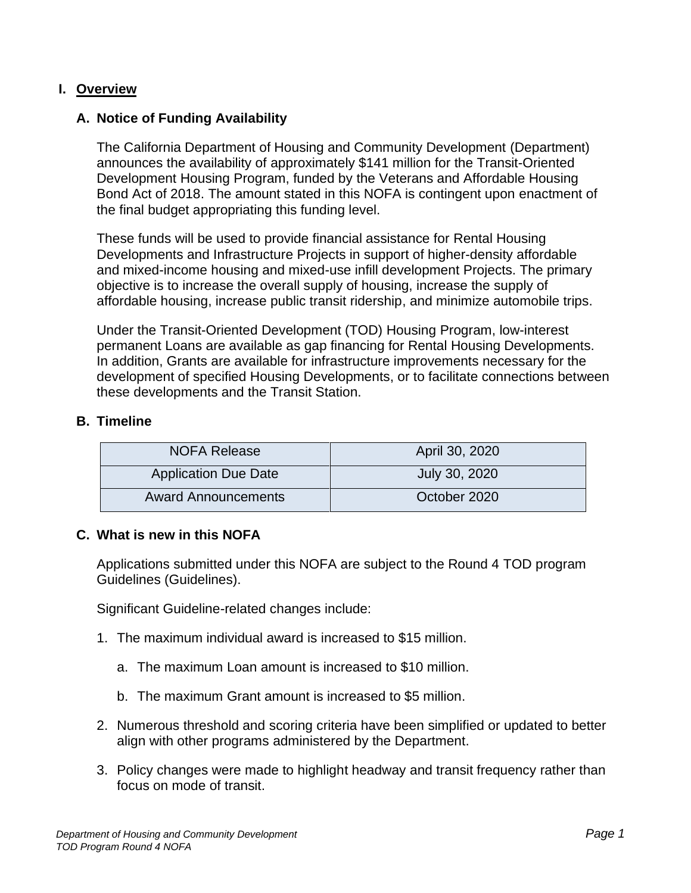# I. Overview

## A. Notice of Funding Availability

The California Department of Housing and Community Development (Department) announces the availability of approximately $141 million for the Transit-Oriented Development Housing Program, funded by the Veterans and Affordable Housing Bond Act of 2018. The amount stated in this NOFA is contingent upon enactment of the final budget appropriating this funding level.

These funds will be used to provide financial assistance for Rental Housing Developments and Infrastructure Projects in support of higher-density affordable and mixed-income housing and mixed-use infill development Projects. The primary objective is to increase the overall supply of housing, increase the supply of affordable housing, increase public transit ridership, and minimize automobile trips.

Under the Transit-Oriented Development (TOD) Housing Program, low-interest permanent Loans are available as gap financing for Rental Housing Developments. In addition, Grants are available for infrastructure improvements necessary for the development of specified Housing Developments, or to facilitate connections between these developments and the Transit Station.

## B. Timeline

| NOFA Release | April 30, 2020 |
|---|---|
| Application Due Date | July 30, 2020 |
| Award Announcements | October 2020 |

## C. What is new in this NOFA

Applications submitted under this NOFA are subject to the Round 4 TOD program Guidelines (Guidelines).

Significant Guideline-related changes include:

1. The maximum individual award is increased to $15 million.
   a. The maximum Loan amount is increased to $10 million.
   b. The maximum Grant amount is increased to $5 million.
2. Numerous threshold and scoring criteria have been simplified or updated to better align with other programs administered by the Department.
3. Policy changes were made to highlight headway and transit frequency rather than focus on mode of transit.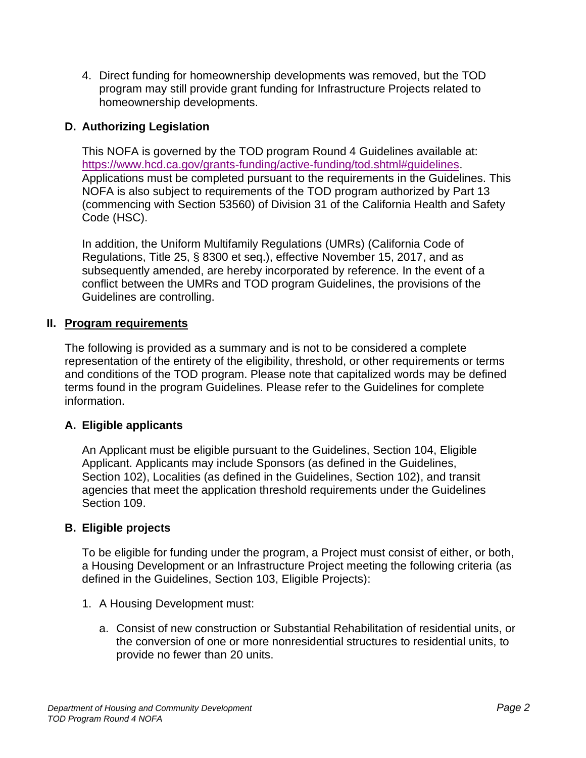4. Direct funding for homeownership developments was removed, but the TOD program may still provide grant funding for Infrastructure Projects related to homeownership developments.

### D. Authorizing Legislation

This NOFA is governed by the TOD program Round 4 Guidelines available at: [https://www.hcd.ca.gov/grants-funding/active-funding/tod.shtml#guidelines](https://www.hcd.ca.gov/grants-funding/active-funding/tod.shtml#guidelines). Applications must be completed pursuant to the requirements in the Guidelines. This NOFA is also subject to requirements of the TOD program authorized by Part 13 (commencing with Section 53560) of Division 31 of the California Health and Safety Code (HSC).

In addition, the Uniform Multifamily Regulations (UMRs) (California Code of Regulations, Title 25, § 8300 et seq.), effective November 15, 2017, and as subsequently amended, are hereby incorporated by reference. In the event of a conflict between the UMRs and TOD program Guidelines, the provisions of the Guidelines are controlling.

## II. Program requirements

The following is provided as a summary and is not to be considered a complete representation of the entirety of the eligibility, threshold, or other requirements or terms and conditions of the TOD program. Please note that capitalized words may be defined terms found in the program Guidelines. Please refer to the Guidelines for complete information.

### A. Eligible applicants

An Applicant must be eligible pursuant to the Guidelines, Section 104, Eligible Applicant. Applicants may include Sponsors (as defined in the Guidelines, Section 102), Localities (as defined in the Guidelines, Section 102), and transit agencies that meet the application threshold requirements under the Guidelines Section 109.

### B. Eligible projects

To be eligible for funding under the program, a Project must consist of either, or both, a Housing Development or an Infrastructure Project meeting the following criteria (as defined in the Guidelines, Section 103, Eligible Projects):

1. A Housing Development must:

   a. Consist of new construction or Substantial Rehabilitation of residential units, or the conversion of one or more nonresidential structures to residential units, to provide no fewer than 20 units.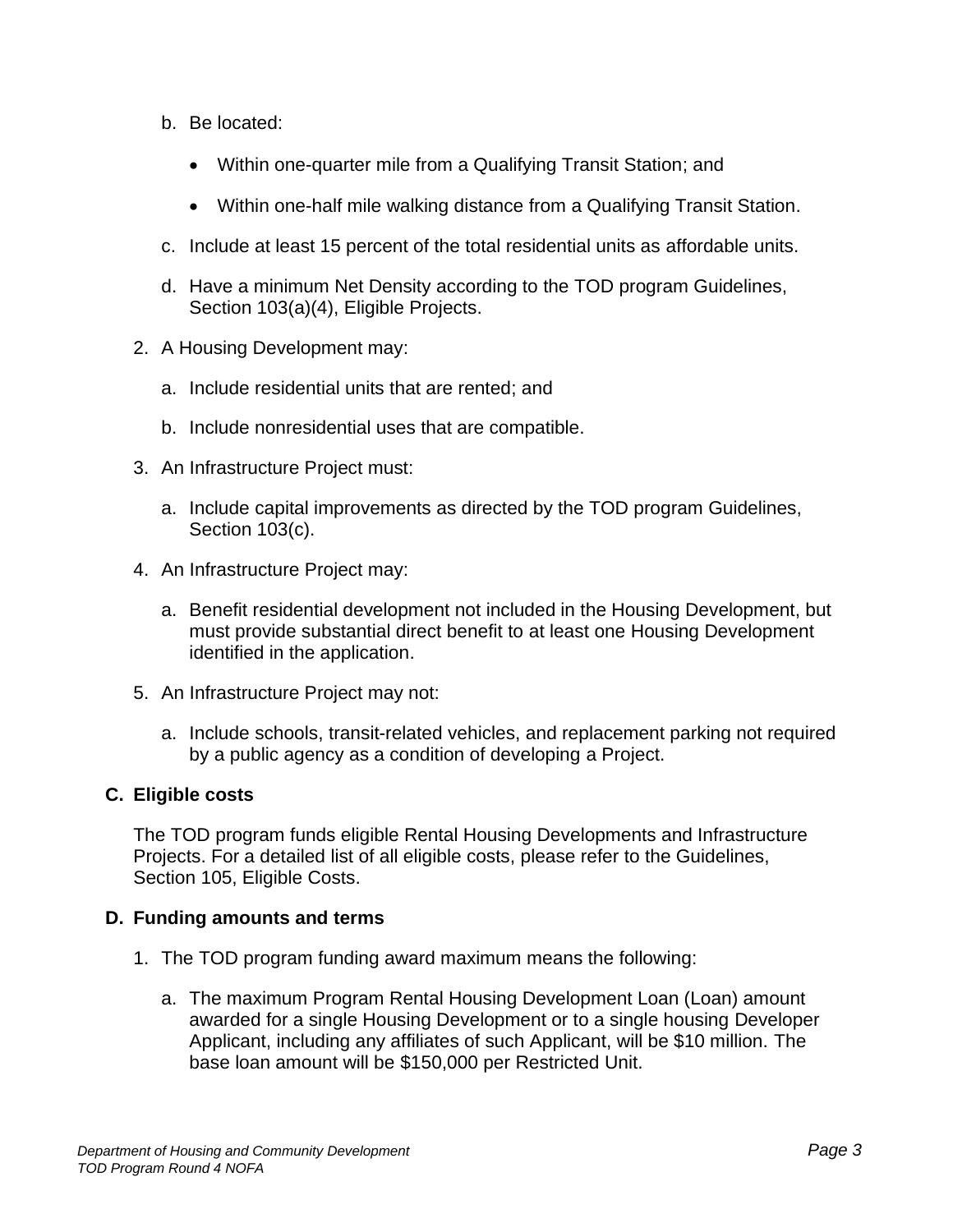b. Be located:

    - Within one-quarter mile from a Qualifying Transit Station; and
    - Within one-half mile walking distance from a Qualifying Transit Station.

c. Include at least 15 percent of the total residential units as affordable units.

d. Have a minimum Net Density according to the TOD program Guidelines, Section 103(a)(4), Eligible Projects.

2. A Housing Development may:

    a. Include residential units that are rented; and

    b. Include nonresidential uses that are compatible.

3. An Infrastructure Project must:

    a. Include capital improvements as directed by the TOD program Guidelines, Section 103(c).

4. An Infrastructure Project may:

    a. Benefit residential development not included in the Housing Development, but must provide substantial direct benefit to at least one Housing Development identified in the application.

5. An Infrastructure Project may not:

    a. Include schools, transit-related vehicles, and replacement parking not required by a public agency as a condition of developing a Project.

### C. Eligible costs

The TOD program funds eligible Rental Housing Developments and Infrastructure Projects. For a detailed list of all eligible costs, please refer to the Guidelines, Section 105, Eligible Costs.

### D. Funding amounts and terms

1. The TOD program funding award maximum means the following:

    a. The maximum Program Rental Housing Development Loan (Loan) amount awarded for a single Housing Development or to a single housing Developer Applicant, including any affiliates of such Applicant, will be $10 million. The base loan amount will be $150,000 per Restricted Unit.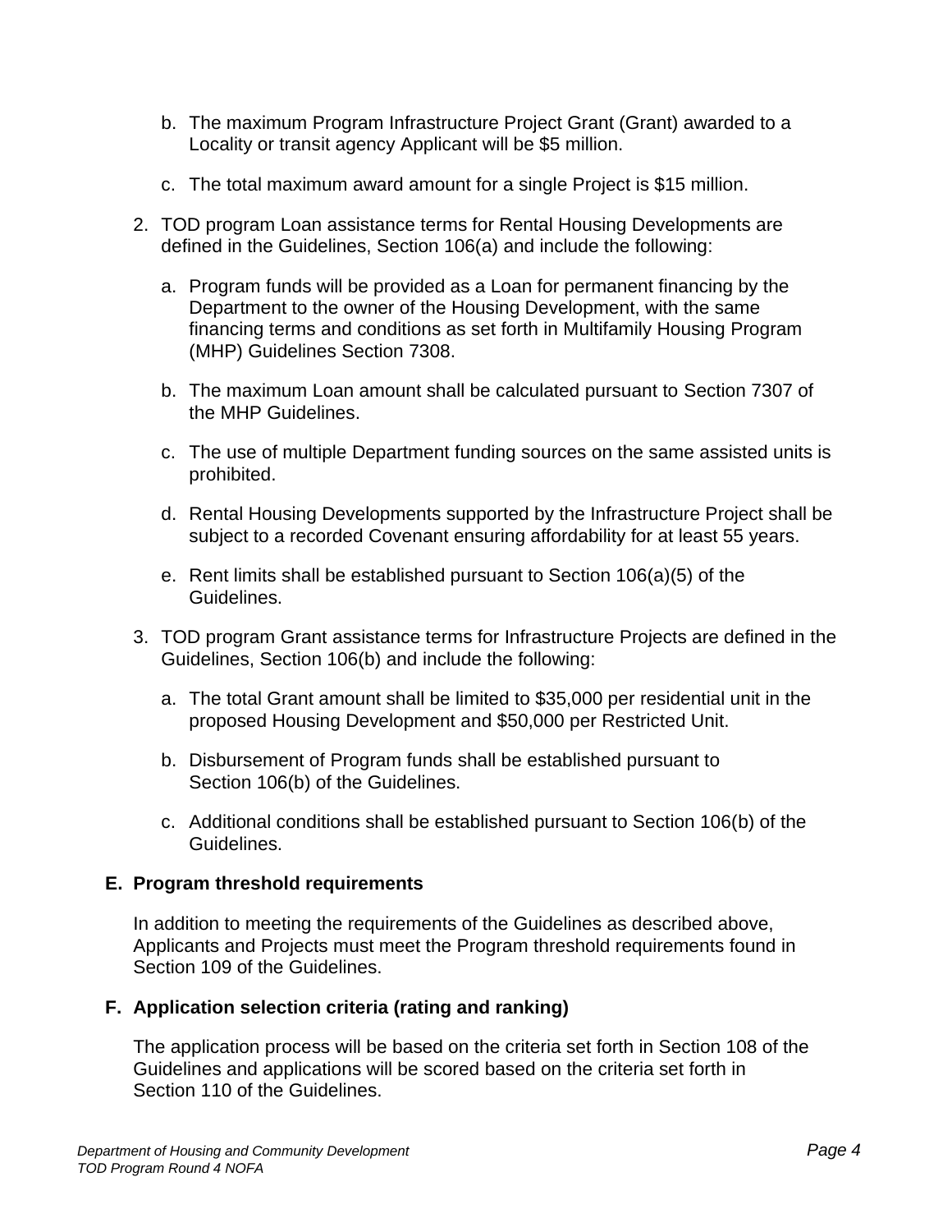b. The maximum Program Infrastructure Project Grant (Grant) awarded to a Locality or transit agency Applicant will be $5 million.

c. The total maximum award amount for a single Project is $15 million.

2. TOD program Loan assistance terms for Rental Housing Developments are defined in the Guidelines, Section 106(a) and include the following:

   a. Program funds will be provided as a Loan for permanent financing by the Department to the owner of the Housing Development, with the same financing terms and conditions as set forth in Multifamily Housing Program (MHP) Guidelines Section 7308.

   b. The maximum Loan amount shall be calculated pursuant to Section 7307 of the MHP Guidelines.

   c. The use of multiple Department funding sources on the same assisted units is prohibited.

   d. Rental Housing Developments supported by the Infrastructure Project shall be subject to a recorded Covenant ensuring affordability for at least 55 years.

   e. Rent limits shall be established pursuant to Section 106(a)(5) of the Guidelines.

3. TOD program Grant assistance terms for Infrastructure Projects are defined in the Guidelines, Section 106(b) and include the following:

   a. The total Grant amount shall be limited to $35,000 per residential unit in the proposed Housing Development and $50,000 per Restricted Unit.

   b. Disbursement of Program funds shall be established pursuant to Section 106(b) of the Guidelines.

   c. Additional conditions shall be established pursuant to Section 106(b) of the Guidelines.

### E. Program threshold requirements

In addition to meeting the requirements of the Guidelines as described above, Applicants and Projects must meet the Program threshold requirements found in Section 109 of the Guidelines.

### F. Application selection criteria (rating and ranking)

The application process will be based on the criteria set forth in Section 108 of the Guidelines and applications will be scored based on the criteria set forth in Section 110 of the Guidelines.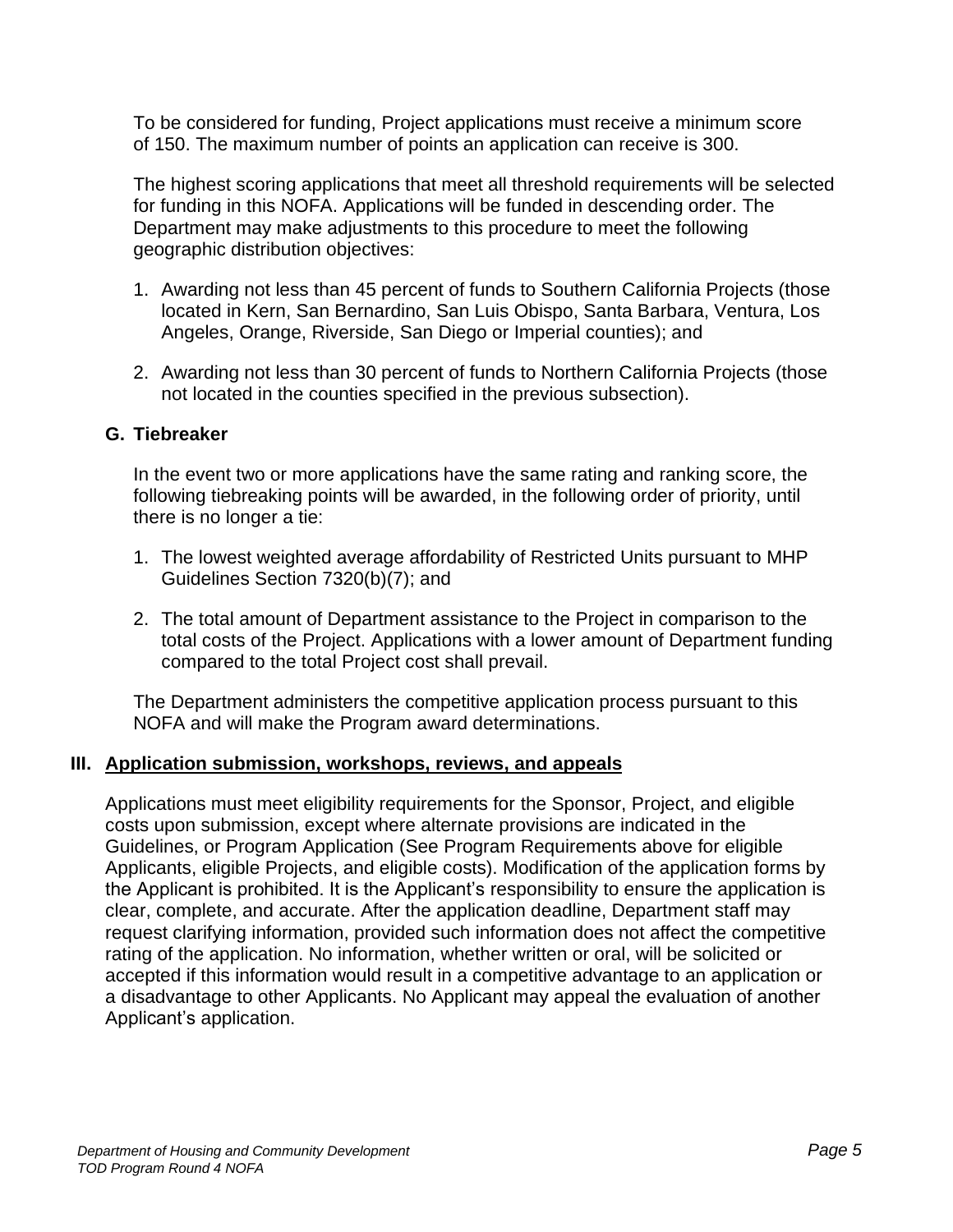To be considered for funding, Project applications must receive a minimum score of 150. The maximum number of points an application can receive is 300.

The highest scoring applications that meet all threshold requirements will be selected for funding in this NOFA. Applications will be funded in descending order. The Department may make adjustments to this procedure to meet the following geographic distribution objectives:

1. Awarding not less than 45 percent of funds to Southern California Projects (those located in Kern, San Bernardino, San Luis Obispo, Santa Barbara, Ventura, Los Angeles, Orange, Riverside, San Diego or Imperial counties); and
2. Awarding not less than 30 percent of funds to Northern California Projects (those not located in the counties specified in the previous subsection).

### G. Tiebreaker

In the event two or more applications have the same rating and ranking score, the following tiebreaking points will be awarded, in the following order of priority, until there is no longer a tie:

1. The lowest weighted average affordability of Restricted Units pursuant to MHP Guidelines Section 7320(b)(7); and
2. The total amount of Department assistance to the Project in comparison to the total costs of the Project. Applications with a lower amount of Department funding compared to the total Project cost shall prevail.

The Department administers the competitive application process pursuant to this NOFA and will make the Program award determinations.

## III. Application submission, workshops, reviews, and appeals

Applications must meet eligibility requirements for the Sponsor, Project, and eligible costs upon submission, except where alternate provisions are indicated in the Guidelines, or Program Application (See Program Requirements above for eligible Applicants, eligible Projects, and eligible costs). Modification of the application forms by the Applicant is prohibited. It is the Applicant's responsibility to ensure the application is clear, complete, and accurate. After the application deadline, Department staff may request clarifying information, provided such information does not affect the competitive rating of the application. No information, whether written or oral, will be solicited or accepted if this information would result in a competitive advantage to an application or a disadvantage to other Applicants. No Applicant may appeal the evaluation of another Applicant's application.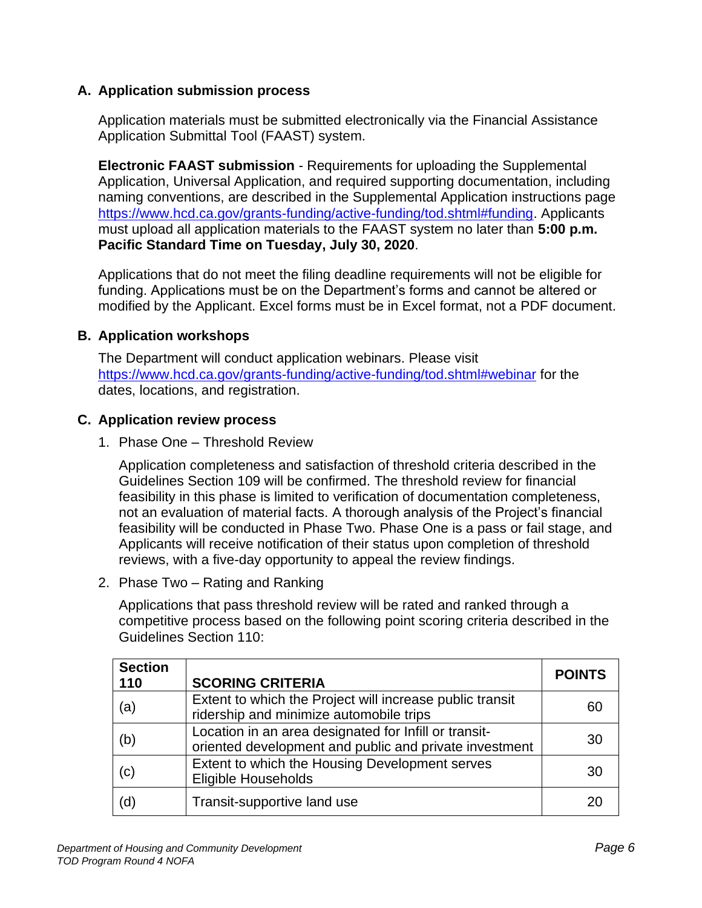## A. Application submission process

Application materials must be submitted electronically via the Financial Assistance Application Submittal Tool (FAAST) system.

**Electronic FAAST submission** - Requirements for uploading the Supplemental Application, Universal Application, and required supporting documentation, including naming conventions, are described in the Supplemental Application instructions page https://www.hcd.ca.gov/grants-funding/active-funding/tod.shtml#funding. Applicants must upload all application materials to the FAAST system no later than **5:00 p.m. Pacific Standard Time on Tuesday, July 30, 2020**.

Applications that do not meet the filing deadline requirements will not be eligible for funding. Applications must be on the Department's forms and cannot be altered or modified by the Applicant. Excel forms must be in Excel format, not a PDF document.

## B. Application workshops

The Department will conduct application webinars. Please visit https://www.hcd.ca.gov/grants-funding/active-funding/tod.shtml#webinar for the dates, locations, and registration.

## C. Application review process

1. Phase One – Threshold Review

   Application completeness and satisfaction of threshold criteria described in the Guidelines Section 109 will be confirmed. The threshold review for financial feasibility in this phase is limited to verification of documentation completeness, not an evaluation of material facts. A thorough analysis of the Project's financial feasibility will be conducted in Phase Two. Phase One is a pass or fail stage, and Applicants will receive notification of their status upon completion of threshold reviews, with a five-day opportunity to appeal the review findings.

2. Phase Two – Rating and Ranking

   Applications that pass threshold review will be rated and ranked through a competitive process based on the following point scoring criteria described in the Guidelines Section 110:

| Section 110 | SCORING CRITERIA | POINTS |
|---|---|---|
| (a) | Extent to which the Project will increase public transit ridership and minimize automobile trips | 60 |
| (b) | Location in an area designated for Infill or transit-oriented development and public and private investment | 30 |
| (c) | Extent to which the Housing Development serves Eligible Households | 30 |
| (d) | Transit-supportive land use | 20 |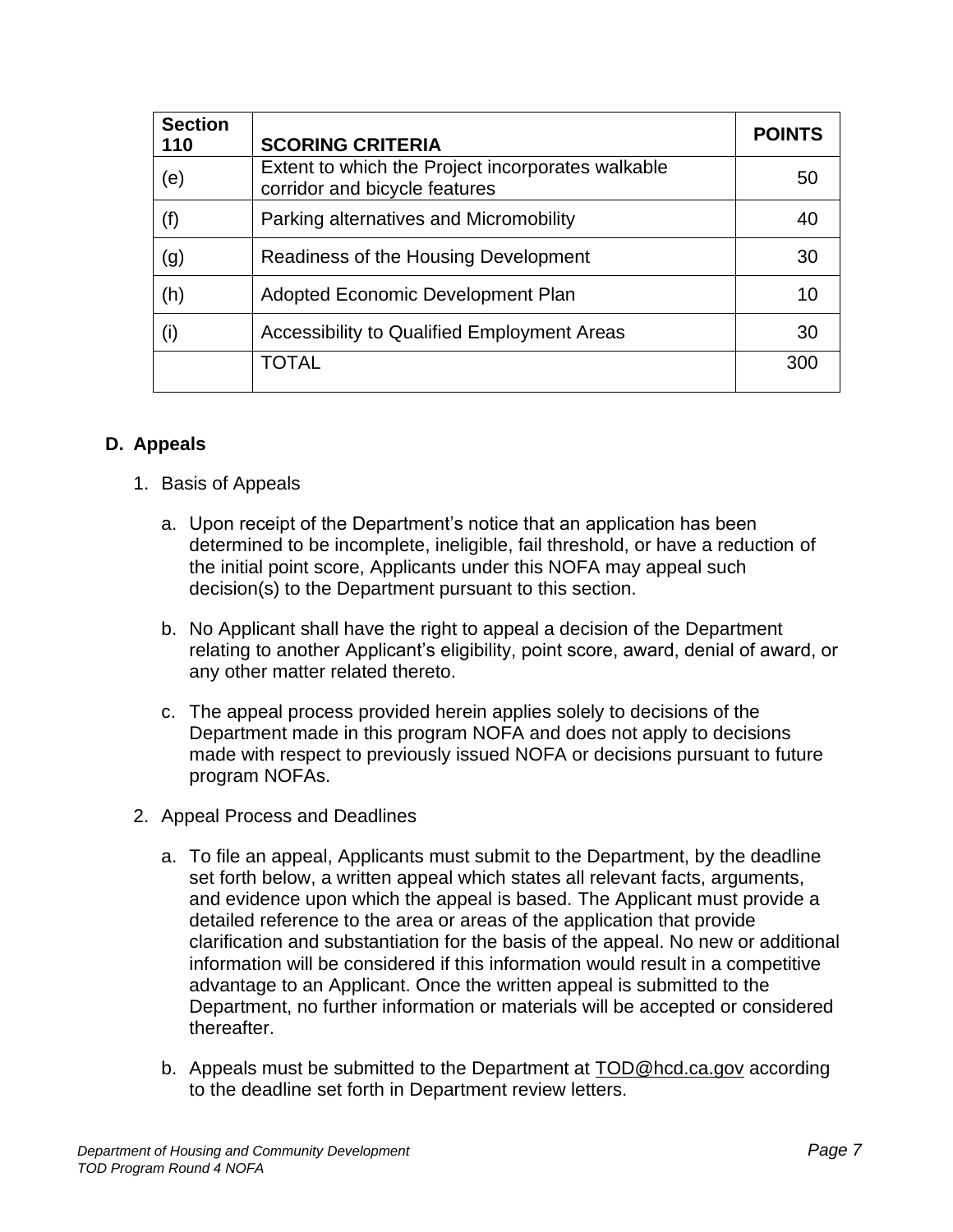| Section 110 | SCORING CRITERIA | POINTS |
| --- | --- | --- |
| (e) | Extent to which the Project incorporates walkable corridor and bicycle features | 50 |
| (f) | Parking alternatives and Micromobility | 40 |
| (g) | Readiness of the Housing Development | 30 |
| (h) | Adopted Economic Development Plan | 10 |
| (i) | Accessibility to Qualified Employment Areas | 30 |
| | TOTAL | 300 |

### D. Appeals

1. Basis of Appeals

   a. Upon receipt of the Department's notice that an application has been determined to be incomplete, ineligible, fail threshold, or have a reduction of the initial point score, Applicants under this NOFA may appeal such decision(s) to the Department pursuant to this section.

   b. No Applicant shall have the right to appeal a decision of the Department relating to another Applicant's eligibility, point score, award, denial of award, or any other matter related thereto.

   c. The appeal process provided herein applies solely to decisions of the Department made in this program NOFA and does not apply to decisions made with respect to previously issued NOFA or decisions pursuant to future program NOFAs.

2. Appeal Process and Deadlines

   a. To file an appeal, Applicants must submit to the Department, by the deadline set forth below, a written appeal which states all relevant facts, arguments, and evidence upon which the appeal is based. The Applicant must provide a detailed reference to the area or areas of the application that provide clarification and substantiation for the basis of the appeal. No new or additional information will be considered if this information would result in a competitive advantage to an Applicant. Once the written appeal is submitted to the Department, no further information or materials will be accepted or considered thereafter.

   b. Appeals must be submitted to the Department at TOD@hcd.ca.gov according to the deadline set forth in Department review letters.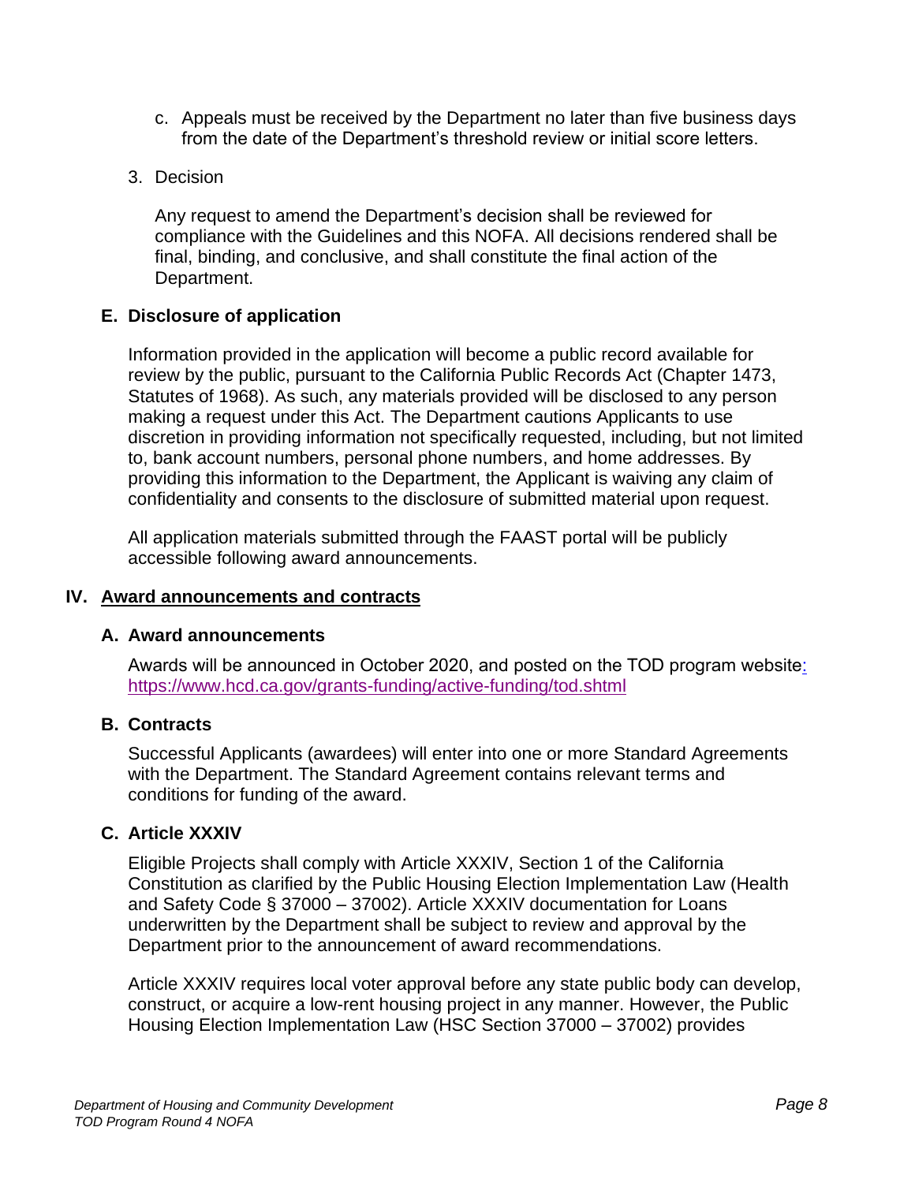c. Appeals must be received by the Department no later than five business days from the date of the Department's threshold review or initial score letters.

3. Decision

   Any request to amend the Department's decision shall be reviewed for compliance with the Guidelines and this NOFA. All decisions rendered shall be final, binding, and conclusive, and shall constitute the final action of the Department.

### E. Disclosure of application

Information provided in the application will become a public record available for review by the public, pursuant to the California Public Records Act (Chapter 1473, Statutes of 1968). As such, any materials provided will be disclosed to any person making a request under this Act. The Department cautions Applicants to use discretion in providing information not specifically requested, including, but not limited to, bank account numbers, personal phone numbers, and home addresses. By providing this information to the Department, the Applicant is waiving any claim of confidentiality and consents to the disclosure of submitted material upon request.

All application materials submitted through the FAAST portal will be publicly accessible following award announcements.

## IV. Award announcements and contracts

### A. Award announcements

Awards will be announced in October 2020, and posted on the TOD program website: https://www.hcd.ca.gov/grants-funding/active-funding/tod.shtml

### B. Contracts

Successful Applicants (awardees) will enter into one or more Standard Agreements with the Department. The Standard Agreement contains relevant terms and conditions for funding of the award.

### C. Article XXXIV

Eligible Projects shall comply with Article XXXIV, Section 1 of the California Constitution as clarified by the Public Housing Election Implementation Law (Health and Safety Code § 37000 – 37002). Article XXXIV documentation for Loans underwritten by the Department shall be subject to review and approval by the Department prior to the announcement of award recommendations.

Article XXXIV requires local voter approval before any state public body can develop, construct, or acquire a low-rent housing project in any manner. However, the Public Housing Election Implementation Law (HSC Section 37000 – 37002) provides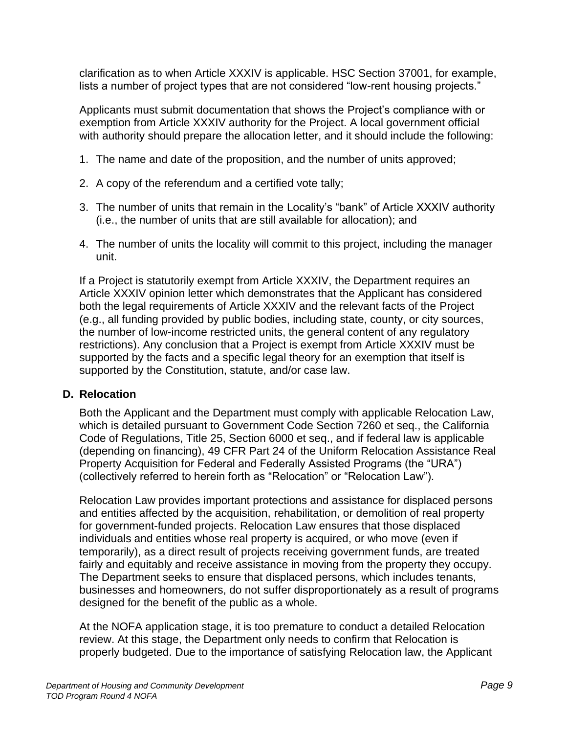clarification as to when Article XXXIV is applicable. HSC Section 37001, for example, lists a number of project types that are not considered "low-rent housing projects."

Applicants must submit documentation that shows the Project's compliance with or exemption from Article XXXIV authority for the Project. A local government official with authority should prepare the allocation letter, and it should include the following:

1. The name and date of the proposition, and the number of units approved;
2. A copy of the referendum and a certified vote tally;
3. The number of units that remain in the Locality's "bank" of Article XXXIV authority (i.e., the number of units that are still available for allocation); and
4. The number of units the locality will commit to this project, including the manager unit.

If a Project is statutorily exempt from Article XXXIV, the Department requires an Article XXXIV opinion letter which demonstrates that the Applicant has considered both the legal requirements of Article XXXIV and the relevant facts of the Project (e.g., all funding provided by public bodies, including state, county, or city sources, the number of low-income restricted units, the general content of any regulatory restrictions). Any conclusion that a Project is exempt from Article XXXIV must be supported by the facts and a specific legal theory for an exemption that itself is supported by the Constitution, statute, and/or case law.

### D. Relocation

Both the Applicant and the Department must comply with applicable Relocation Law, which is detailed pursuant to Government Code Section 7260 et seq., the California Code of Regulations, Title 25, Section 6000 et seq., and if federal law is applicable (depending on financing), 49 CFR Part 24 of the Uniform Relocation Assistance Real Property Acquisition for Federal and Federally Assisted Programs (the "URA") (collectively referred to herein forth as "Relocation" or "Relocation Law").

Relocation Law provides important protections and assistance for displaced persons and entities affected by the acquisition, rehabilitation, or demolition of real property for government-funded projects. Relocation Law ensures that those displaced individuals and entities whose real property is acquired, or who move (even if temporarily), as a direct result of projects receiving government funds, are treated fairly and equitably and receive assistance in moving from the property they occupy. The Department seeks to ensure that displaced persons, which includes tenants, businesses and homeowners, do not suffer disproportionately as a result of programs designed for the benefit of the public as a whole.

At the NOFA application stage, it is too premature to conduct a detailed Relocation review. At this stage, the Department only needs to confirm that Relocation is properly budgeted. Due to the importance of satisfying Relocation law, the Applicant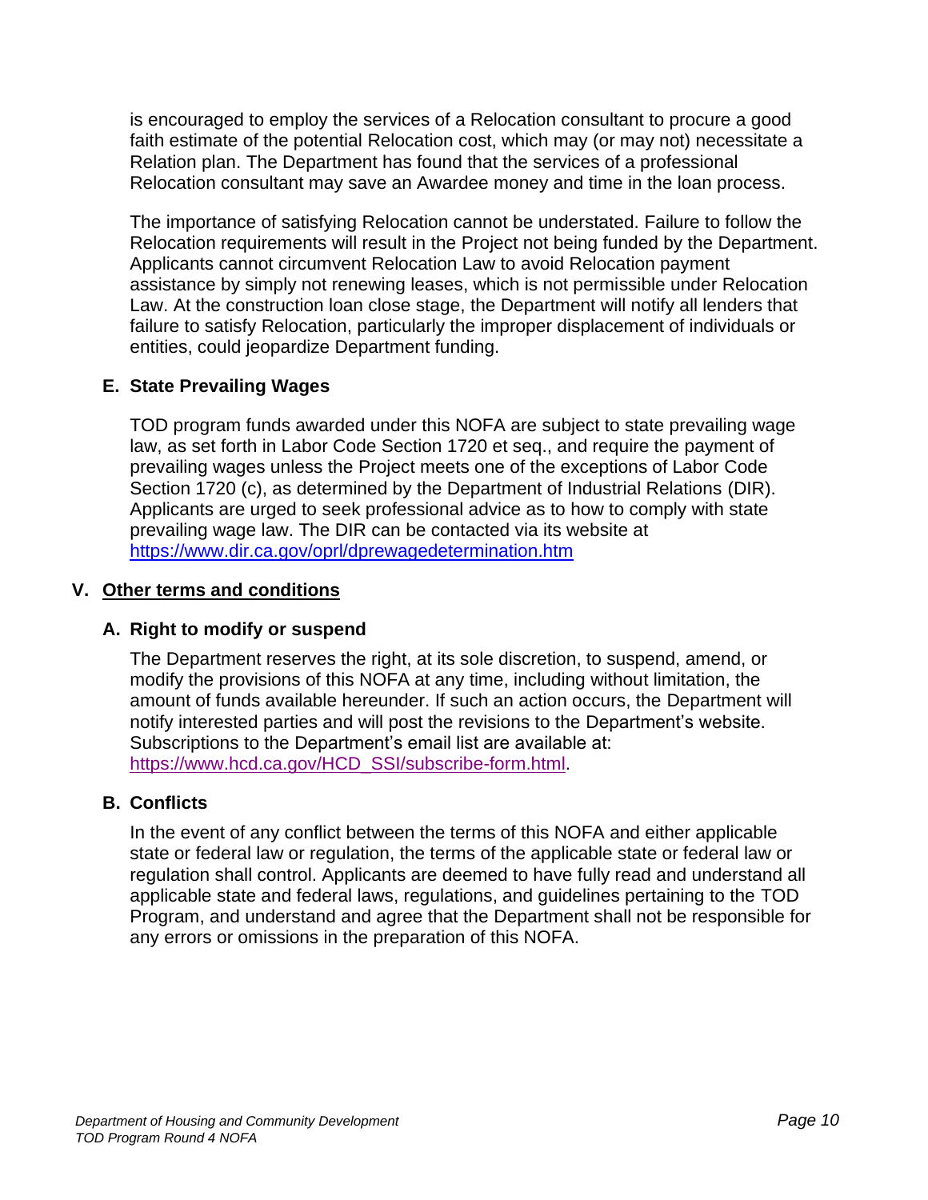is encouraged to employ the services of a Relocation consultant to procure a good faith estimate of the potential Relocation cost, which may (or may not) necessitate a Relation plan. The Department has found that the services of a professional Relocation consultant may save an Awardee money and time in the loan process.

The importance of satisfying Relocation cannot be understated. Failure to follow the Relocation requirements will result in the Project not being funded by the Department. Applicants cannot circumvent Relocation Law to avoid Relocation payment assistance by simply not renewing leases, which is not permissible under Relocation Law. At the construction loan close stage, the Department will notify all lenders that failure to satisfy Relocation, particularly the improper displacement of individuals or entities, could jeopardize Department funding.

### E. State Prevailing Wages

TOD program funds awarded under this NOFA are subject to state prevailing wage law, as set forth in Labor Code Section 1720 et seq., and require the payment of prevailing wages unless the Project meets one of the exceptions of Labor Code Section 1720 (c), as determined by the Department of Industrial Relations (DIR). Applicants are urged to seek professional advice as to how to comply with state prevailing wage law. The DIR can be contacted via its website at https://www.dir.ca.gov/oprl/dprewagedetermination.htm

## V. Other terms and conditions

### A. Right to modify or suspend

The Department reserves the right, at its sole discretion, to suspend, amend, or modify the provisions of this NOFA at any time, including without limitation, the amount of funds available hereunder. If such an action occurs, the Department will notify interested parties and will post the revisions to the Department's website. Subscriptions to the Department's email list are available at: https://www.hcd.ca.gov/HCD_SSI/subscribe-form.html.

### B. Conflicts

In the event of any conflict between the terms of this NOFA and either applicable state or federal law or regulation, the terms of the applicable state or federal law or regulation shall control. Applicants are deemed to have fully read and understand all applicable state and federal laws, regulations, and guidelines pertaining to the TOD Program, and understand and agree that the Department shall not be responsible for any errors or omissions in the preparation of this NOFA.